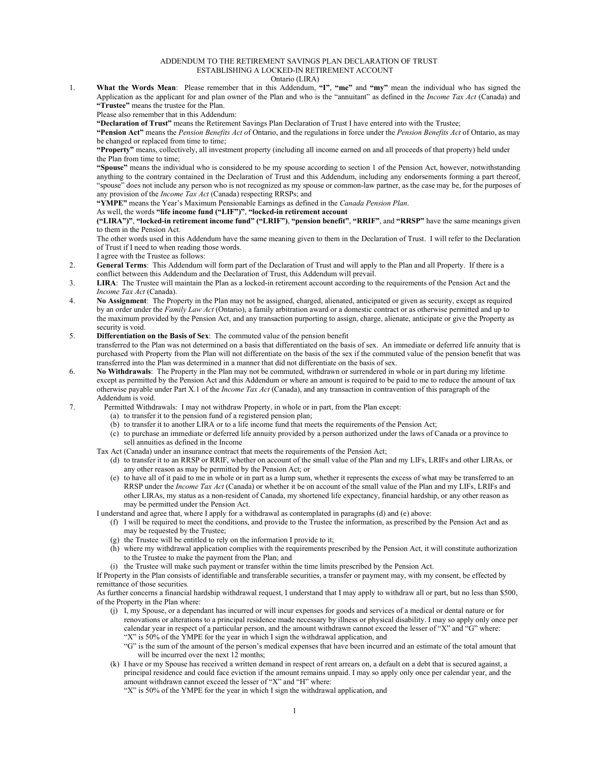# ADDENDUM TO THE RETIREMENT SAVINGS PLAN DECLARATION OF TRUST ESTABLISHING A LOCKED-IN RETIREMENT ACCOUNT

Ontario (LIRA)

1. **What the Words Mean**: Please remember that in this Addendum, **"I"**, **"me"** and **"my"** mean the individual who has signed the Application as the applicant for and plan owner of the Plan and who is the "annuitant" as defined in the *Income Tax Act* (Canada) and **"Trustee"** means the trustee for the Plan.

   Please also remember that in this Addendum:

   **"Declaration of Trust"** means the Retirement Savings Plan Declaration of Trust I have entered into with the Trustee;

   **"Pension Act"** means the *Pension Benefits Act o*f Ontario, and the regulations in force under the *Pension Benefits Act* of Ontario, as may be changed or replaced from time to time;

   **"Property"** means, collectively, all investment property (including all income earned on and all proceeds of that property) held under the Plan from time to time;

   **"Spouse"** means the individual who is considered to be my spouse according to section 1 of the Pension Act, however, notwithstanding anything to the contrary contained in the Declaration of Trust and this Addendum, including any endorsements forming a part thereof, "spouse" does not include any person who is not recognized as my spouse or common-law partner, as the case may be, for the purposes of any provision of the *Income Tax Act* (Canada) respecting RRSPs; and

   **"YMPE"** means the Year's Maximum Pensionable Earnings as defined in the *Canada Pension Plan*.

   As well, the words **"life income fund ("LIF")"**, **"locked-in retirement account ("LIRA")"**, **"locked-in retirement income fund" ("LRIF")**, **"pension benefit"**, **"RRIF"**, and **"RRSP"** have the same meanings given to them in the Pension Act.

   The other words used in this Addendum have the same meaning given to them in the Declaration of Trust. I will refer to the Declaration of Trust if I need to when reading those words.

   I agree with the Trustee as follows:

2. **General Terms**: This Addendum will form part of the Declaration of Trust and will apply to the Plan and all Property. If there is a conflict between this Addendum and the Declaration of Trust, this Addendum will prevail.

3. **LIRA**: The Trustee will maintain the Plan as a locked-in retirement account according to the requirements of the Pension Act and the *Income Tax Act* (Canada).

4. **No Assignment**: The Property in the Plan may not be assigned, charged, alienated, anticipated or given as security, except as required by an order under the *Family Law Act* (Ontario), a family arbitration award or a domestic contract or as otherwise permitted and up to the maximum provided by the Pension Act, and any transaction purporting to assign, charge, alienate, anticipate or give the Property as security is void.

5. **Differentiation on the Basis of Sex**: The commuted value of the pension benefit transferred to the Plan was not determined on a basis that differentiated on the basis of sex. An immediate or deferred life annuity that is purchased with Property from the Plan will not differentiate on the basis of the sex if the commuted value of the pension benefit that was transferred into the Plan was determined in a manner that did not differentiate on the basis of sex.

6. **No Withdrawals**: The Property in the Plan may not be commuted, withdrawn or surrendered in whole or in part during my lifetime except as permitted by the Pension Act and this Addendum or where an amount is required to be paid to me to reduce the amount of tax otherwise payable under Part X.1 of the *Income Tax Act* (Canada), and any transaction in contravention of this paragraph of the Addendum is void.

7. Permitted Withdrawals: I may not withdraw Property, in whole or in part, from the Plan except:

   (a) to transfer it to the pension fund of a registered pension plan;

   (b) to transfer it to another LIRA or to a life income fund that meets the requirements of the Pension Act;

   (c) to purchase an immediate or deferred life annuity provided by a person authorized under the laws of Canada or a province to sell annuities as defined in the Income Tax Act (Canada) under an insurance contract that meets the requirements of the Pension Act;

   (d) to transfer it to an RRSP or RRIF, whether on account of the small value of the Plan and my LIFs, LRIFs and other LIRAs, or any other reason as may be permitted by the Pension Act; or

   (e) to have all of it paid to me in whole or in part as a lump sum, whether it represents the excess of what may be transferred to an RRSP under the *Income Tax Act* (Canada) or whether it be on account of the small value of the Plan and my LIFs, LRIFs and other LIRAs, my status as a non-resident of Canada, my shortened life expectancy, financial hardship, or any other reason as may be permitted under the Pension Act.

   I understand and agree that, where I apply for a withdrawal as contemplated in paragraphs (d) and (e) above:

   (f) I will be required to meet the conditions, and provide to the Trustee the information, as prescribed by the Pension Act and as may be requested by the Trustee;

   (g) the Trustee will be entitled to rely on the information I provide to it;

   (h) where my withdrawal application complies with the requirements prescribed by the Pension Act, it will constitute authorization to the Trustee to make the payment from the Plan; and

   (i) the Trustee will make such payment or transfer within the time limits prescribed by the Pension Act.

   If Property in the Plan consists of identifiable and transferable securities, a transfer or payment may, with my consent, be effected by remittance of those securities.

   As further concerns a financial hardship withdrawal request, I understand that I may apply to withdraw all or part, but no less than $500, of the Property in the Plan where:

   (j) I, my Spouse, or a dependant has incurred or will incur expenses for goods and services of a medical or dental nature or for renovations or alterations to a principal residence made necessary by illness or physical disability. I may so apply only once per calendar year in respect of a particular person, and the amount withdrawn cannot exceed the lesser of "X" and "G" where:

   "X" is 50% of the YMPE for the year in which I sign the withdrawal application, and

   "G" is the sum of the amount of the person's medical expenses that have been incurred and an estimate of the total amount that will be incurred over the next 12 months;

   (k) I have or my Spouse has received a written demand in respect of rent arrears on, a default on a debt that is secured against, a principal residence and could face eviction if the amount remains unpaid. I may so apply only once per calendar year, and the amount withdrawn cannot exceed the lesser of "X" and "H" where:

   "X" is 50% of the YMPE for the year in which I sign the withdrawal application, and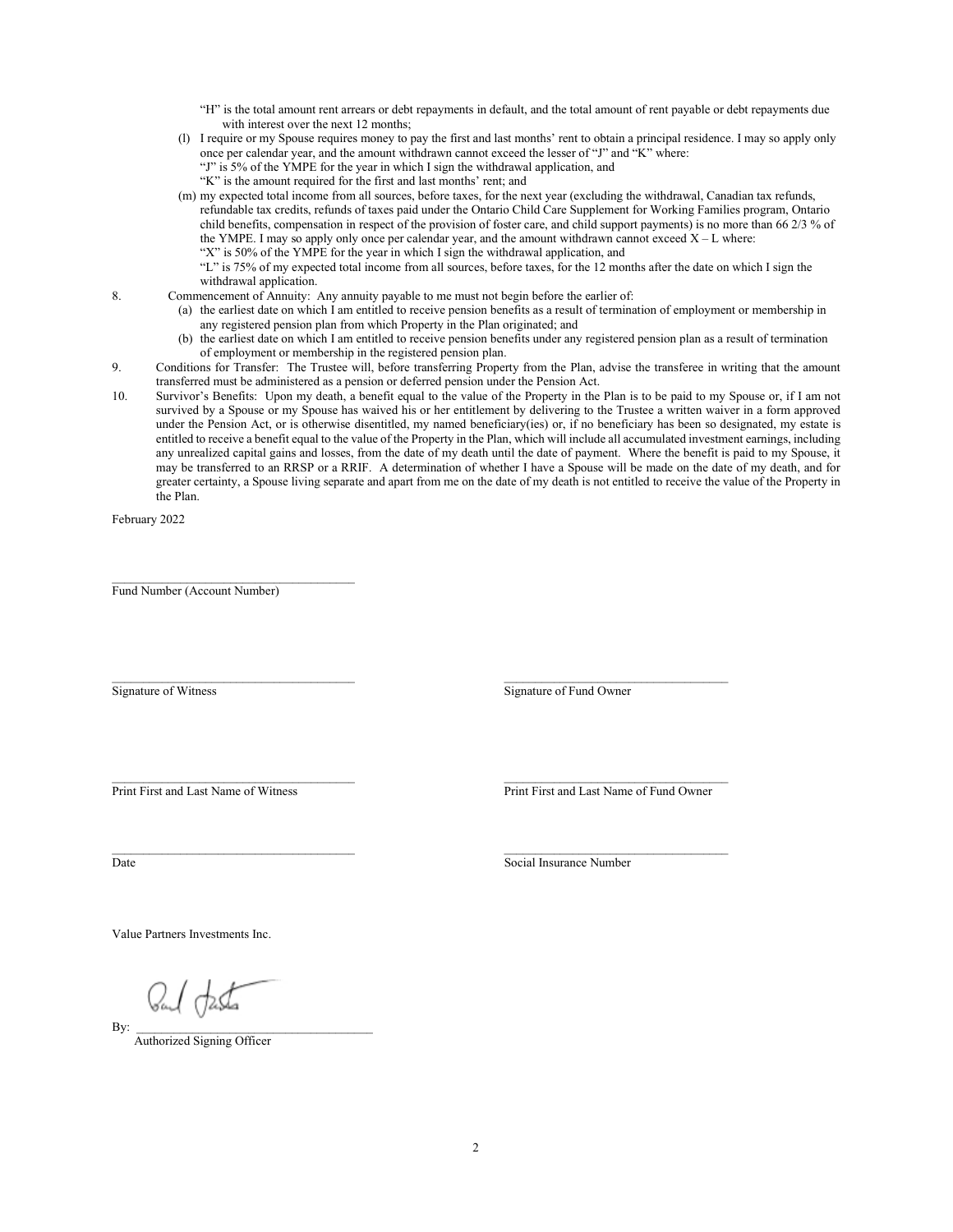"H" is the total amount rent arrears or debt repayments in default, and the total amount of rent payable or debt repayments due with interest over the next 12 months;

(l) I require or my Spouse requires money to pay the first and last months' rent to obtain a principal residence. I may so apply only once per calendar year, and the amount withdrawn cannot exceed the lesser of "J" and "K" where:
"J" is 5% of the YMPE for the year in which I sign the withdrawal application, and
"K" is the amount required for the first and last months' rent; and

(m) my expected total income from all sources, before taxes, for the next year (excluding the withdrawal, Canadian tax refunds, refundable tax credits, refunds of taxes paid under the Ontario Child Care Supplement for Working Families program, Ontario child benefits, compensation in respect of the provision of foster care, and child support payments) is no more than 66 2/3 % of the YMPE. I may so apply only once per calendar year, and the amount withdrawn cannot exceed X – L where:
"X" is 50% of the YMPE for the year in which I sign the withdrawal application, and
"L" is 75% of my expected total income from all sources, before taxes, for the 12 months after the date on which I sign the withdrawal application.

8. Commencement of Annuity: Any annuity payable to me must not begin before the earlier of:
   (a) the earliest date on which I am entitled to receive pension benefits as a result of termination of employment or membership in any registered pension plan from which Property in the Plan originated; and
   (b) the earliest date on which I am entitled to receive pension benefits under any registered pension plan as a result of termination of employment or membership in the registered pension plan.

9. Conditions for Transfer: The Trustee will, before transferring Property from the Plan, advise the transferee in writing that the amount transferred must be administered as a pension or deferred pension under the Pension Act.

10. Survivor's Benefits: Upon my death, a benefit equal to the value of the Property in the Plan is to be paid to my Spouse or, if I am not survived by a Spouse or my Spouse has waived his or her entitlement by delivering to the Trustee a written waiver in a form approved under the Pension Act, or is otherwise disentitled, my named beneficiary(ies) or, if no beneficiary has been so designated, my estate is entitled to receive a benefit equal to the value of the Property in the Plan, which will include all accumulated investment earnings, including any unrealized capital gains and losses, from the date of my death until the date of payment. Where the benefit is paid to my Spouse, it may be transferred to an RRSP or a RRIF. A determination of whether I have a Spouse will be made on the date of my death, and for greater certainty, a Spouse living separate and apart from me on the date of my death is not entitled to receive the value of the Property in the Plan.

February 2022

______________________________________
Fund Number (Account Number)

______________________________________
Signature of Witness

______________________________________
Signature of Fund Owner

______________________________________
Print First and Last Name of Witness

______________________________________
Print First and Last Name of Fund Owner

______________________________________
Date

______________________________________
Social Insurance Number

Value Partners Investments Inc.

By: ______________________________________
Authorized Signing Officer